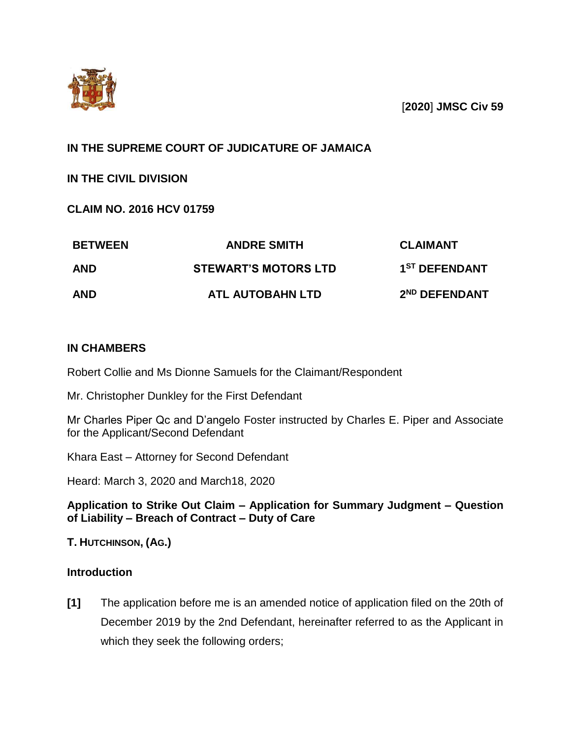[**2020**] **JMSC Civ 59**

**IN THE SUPREME COURT OF JUDICATURE OF JAMAICA**

**IN THE CIVIL DIVISION**

**CLAIM NO. 2016 HCV 01759**

| | | |
|---|---|---|
| **BETWEEN** | **ANDRE SMITH** | **CLAIMANT** |
| **AND** | **STEWART'S MOTORS LTD** | **1ST DEFENDANT** |
| **AND** | **ATL AUTOBAHN LTD** | **2ND DEFENDANT** |

**IN CHAMBERS**

Robert Collie and Ms Dionne Samuels for the Claimant/Respondent

Mr. Christopher Dunkley for the First Defendant

Mr Charles Piper Qc and D'angelo Foster instructed by Charles E. Piper and Associate for the Applicant/Second Defendant

Khara East – Attorney for Second Defendant

Heard: March 3, 2020 and March18, 2020

**Application to Strike Out Claim – Application for Summary Judgment – Question of Liability – Breach of Contract – Duty of Care**

**T. HUTCHINSON, (AG.)**

**Introduction**

**[1]** The application before me is an amended notice of application filed on the 20th of December 2019 by the 2nd Defendant, hereinafter referred to as the Applicant in which they seek the following orders;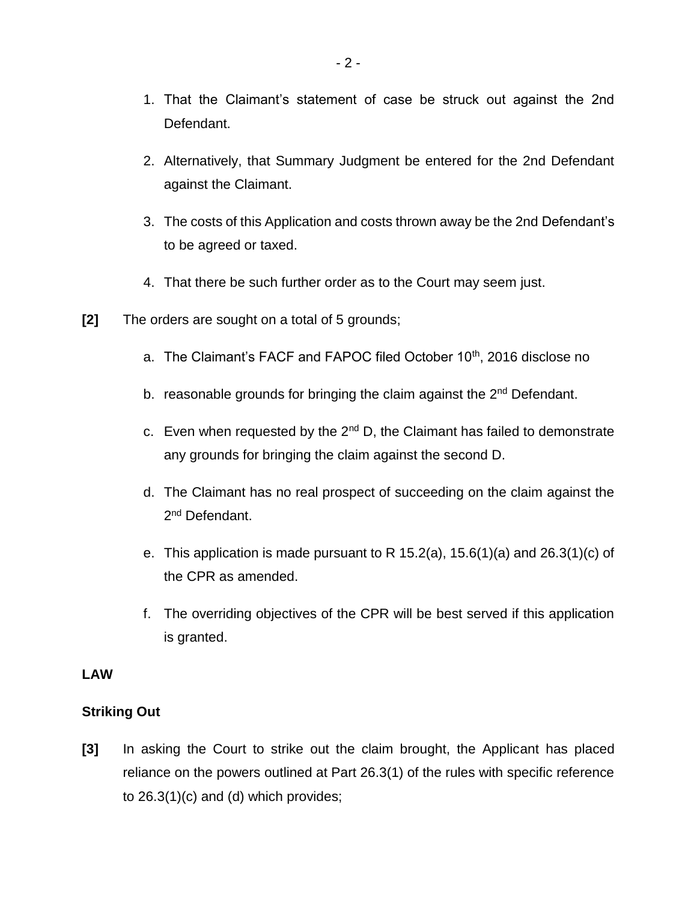1. That the Claimant's statement of case be struck out against the 2nd Defendant.

2. Alternatively, that Summary Judgment be entered for the 2nd Defendant against the Claimant.

3. The costs of this Application and costs thrown away be the 2nd Defendant's to be agreed or taxed.

4. That there be such further order as to the Court may seem just.

**[2]** The orders are sought on a total of 5 grounds;

a. The Claimant's FACF and FAPOC filed October 10th, 2016 disclose no

b. reasonable grounds for bringing the claim against the 2nd Defendant.

c. Even when requested by the 2nd D, the Claimant has failed to demonstrate any grounds for bringing the claim against the second D.

d. The Claimant has no real prospect of succeeding on the claim against the 2nd Defendant.

e. This application is made pursuant to R 15.2(a), 15.6(1)(a) and 26.3(1)(c) of the CPR as amended.

f. The overriding objectives of the CPR will be best served if this application is granted.

**LAW**

**Striking Out**

**[3]** In asking the Court to strike out the claim brought, the Applicant has placed reliance on the powers outlined at Part 26.3(1) of the rules with specific reference to 26.3(1)(c) and (d) which provides;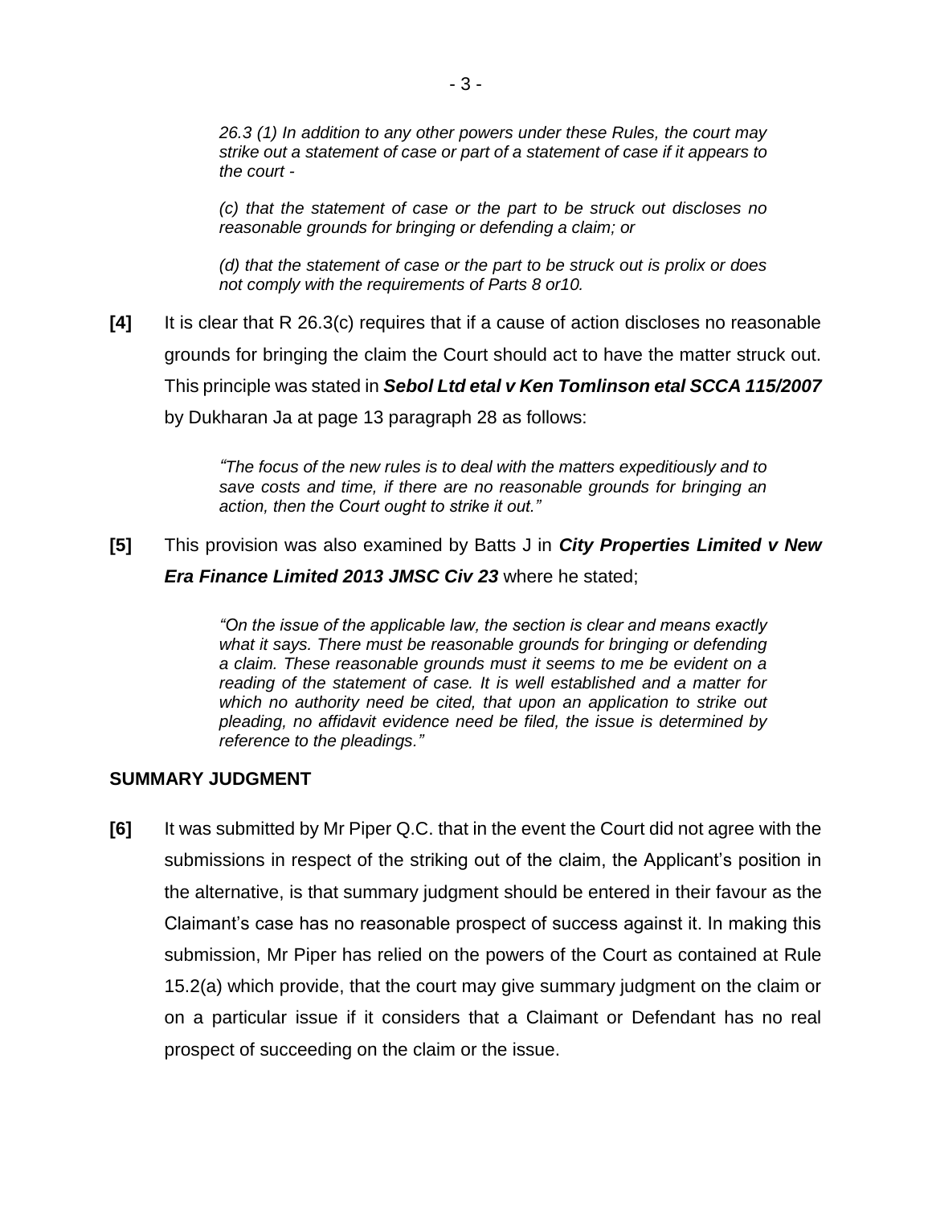> *26.3 (1) In addition to any other powers under these Rules, the court may strike out a statement of case or part of a statement of case if it appears to the court -*
>
> *(c) that the statement of case or the part to be struck out discloses no reasonable grounds for bringing or defending a claim; or*
>
> *(d) that the statement of case or the part to be struck out is prolix or does not comply with the requirements of Parts 8 or10.*

**[4]** It is clear that R 26.3(c) requires that if a cause of action discloses no reasonable grounds for bringing the claim the Court should act to have the matter struck out. This principle was stated in ***Sebol Ltd etal v Ken Tomlinson etal SCCA 115/2007*** by Dukharan Ja at page 13 paragraph 28 as follows:

> *"The focus of the new rules is to deal with the matters expeditiously and to save costs and time, if there are no reasonable grounds for bringing an action, then the Court ought to strike it out."*

**[5]** This provision was also examined by Batts J in ***City Properties Limited v New Era Finance Limited 2013 JMSC Civ 23*** where he stated;

> *"On the issue of the applicable law, the section is clear and means exactly what it says. There must be reasonable grounds for bringing or defending a claim. These reasonable grounds must it seems to me be evident on a reading of the statement of case. It is well established and a matter for which no authority need be cited, that upon an application to strike out pleading, no affidavit evidence need be filed, the issue is determined by reference to the pleadings."*

## SUMMARY JUDGMENT

**[6]** It was submitted by Mr Piper Q.C. that in the event the Court did not agree with the submissions in respect of the striking out of the claim, the Applicant's position in the alternative, is that summary judgment should be entered in their favour as the Claimant's case has no reasonable prospect of success against it. In making this submission, Mr Piper has relied on the powers of the Court as contained at Rule 15.2(a) which provide, that the court may give summary judgment on the claim or on a particular issue if it considers that a Claimant or Defendant has no real prospect of succeeding on the claim or the issue.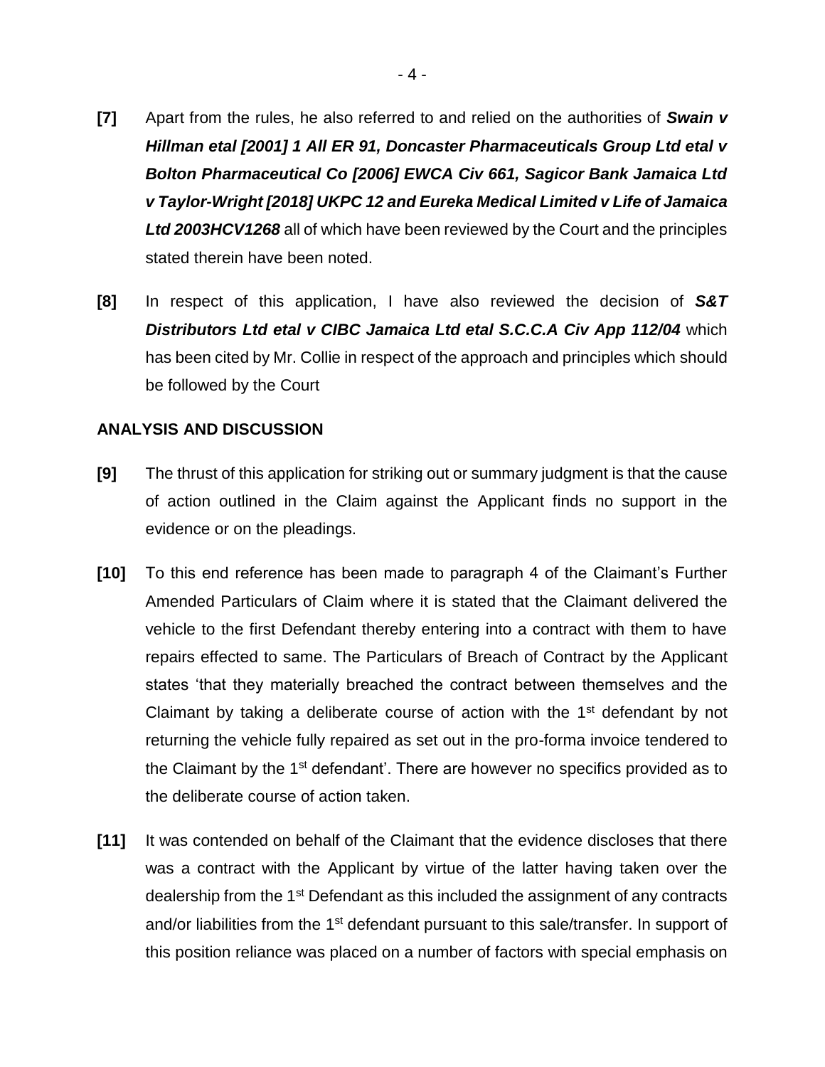**[7]** Apart from the rules, he also referred to and relied on the authorities of ***Swain v Hillman etal [2001] 1 All ER 91, Doncaster Pharmaceuticals Group Ltd etal v Bolton Pharmaceutical Co [2006] EWCA Civ 661, Sagicor Bank Jamaica Ltd v Taylor-Wright [2018] UKPC 12 and Eureka Medical Limited v Life of Jamaica Ltd 2003HCV1268*** all of which have been reviewed by the Court and the principles stated therein have been noted.

**[8]** In respect of this application, I have also reviewed the decision of ***S&T Distributors Ltd etal v CIBC Jamaica Ltd etal S.C.C.A Civ App 112/04*** which has been cited by Mr. Collie in respect of the approach and principles which should be followed by the Court

**ANALYSIS AND DISCUSSION**

**[9]** The thrust of this application for striking out or summary judgment is that the cause of action outlined in the Claim against the Applicant finds no support in the evidence or on the pleadings.

**[10]** To this end reference has been made to paragraph 4 of the Claimant's Further Amended Particulars of Claim where it is stated that the Claimant delivered the vehicle to the first Defendant thereby entering into a contract with them to have repairs effected to same. The Particulars of Breach of Contract by the Applicant states 'that they materially breached the contract between themselves and the Claimant by taking a deliberate course of action with the 1st defendant by not returning the vehicle fully repaired as set out in the pro-forma invoice tendered to the Claimant by the 1st defendant'. There are however no specifics provided as to the deliberate course of action taken.

**[11]** It was contended on behalf of the Claimant that the evidence discloses that there was a contract with the Applicant by virtue of the latter having taken over the dealership from the 1st Defendant as this included the assignment of any contracts and/or liabilities from the 1st defendant pursuant to this sale/transfer. In support of this position reliance was placed on a number of factors with special emphasis on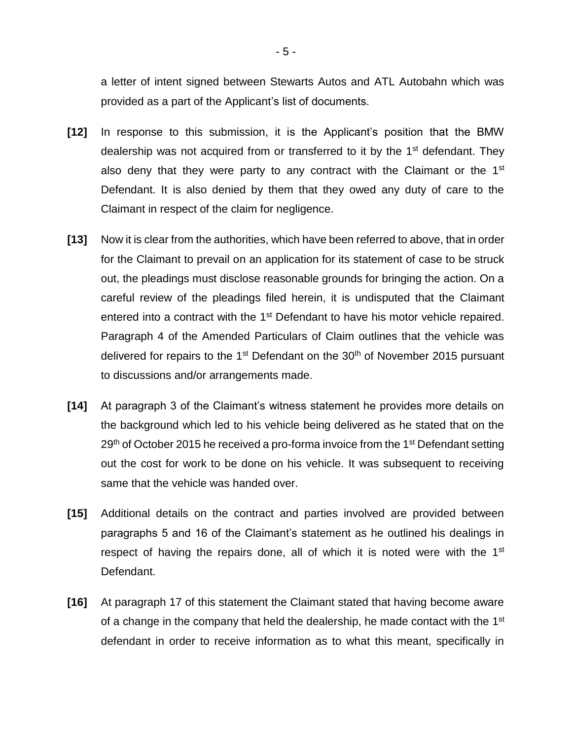a letter of intent signed between Stewarts Autos and ATL Autobahn which was provided as a part of the Applicant's list of documents.

**[12]** In response to this submission, it is the Applicant's position that the BMW dealership was not acquired from or transferred to it by the 1st defendant. They also deny that they were party to any contract with the Claimant or the 1st Defendant. It is also denied by them that they owed any duty of care to the Claimant in respect of the claim for negligence.

**[13]** Now it is clear from the authorities, which have been referred to above, that in order for the Claimant to prevail on an application for its statement of case to be struck out, the pleadings must disclose reasonable grounds for bringing the action. On a careful review of the pleadings filed herein, it is undisputed that the Claimant entered into a contract with the 1st Defendant to have his motor vehicle repaired. Paragraph 4 of the Amended Particulars of Claim outlines that the vehicle was delivered for repairs to the 1st Defendant on the 30th of November 2015 pursuant to discussions and/or arrangements made.

**[14]** At paragraph 3 of the Claimant's witness statement he provides more details on the background which led to his vehicle being delivered as he stated that on the 29th of October 2015 he received a pro-forma invoice from the 1st Defendant setting out the cost for work to be done on his vehicle. It was subsequent to receiving same that the vehicle was handed over.

**[15]** Additional details on the contract and parties involved are provided between paragraphs 5 and 16 of the Claimant's statement as he outlined his dealings in respect of having the repairs done, all of which it is noted were with the 1st Defendant.

**[16]** At paragraph 17 of this statement the Claimant stated that having become aware of a change in the company that held the dealership, he made contact with the 1st defendant in order to receive information as to what this meant, specifically in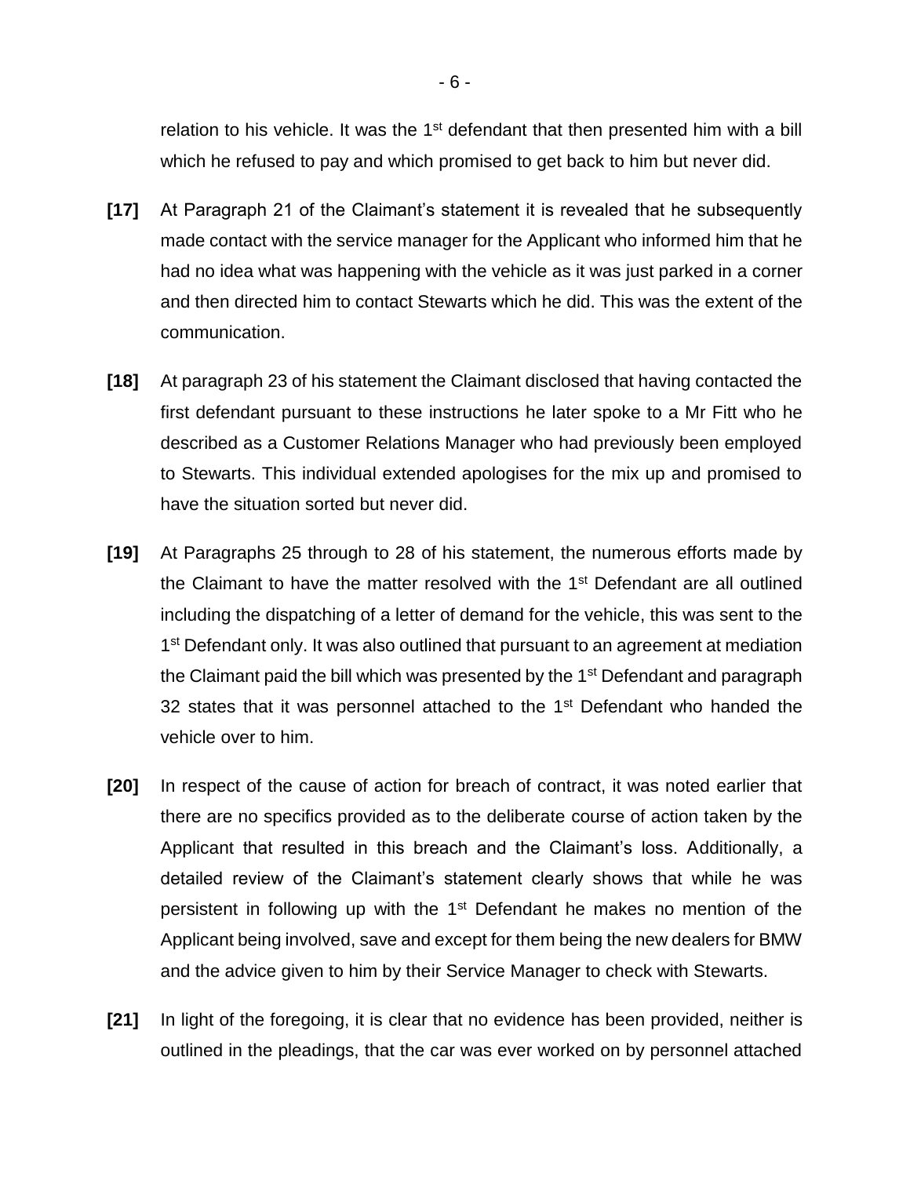relation to his vehicle. It was the 1st defendant that then presented him with a bill which he refused to pay and which promised to get back to him but never did.

**[17]** At Paragraph 21 of the Claimant's statement it is revealed that he subsequently made contact with the service manager for the Applicant who informed him that he had no idea what was happening with the vehicle as it was just parked in a corner and then directed him to contact Stewarts which he did. This was the extent of the communication.

**[18]** At paragraph 23 of his statement the Claimant disclosed that having contacted the first defendant pursuant to these instructions he later spoke to a Mr Fitt who he described as a Customer Relations Manager who had previously been employed to Stewarts. This individual extended apologises for the mix up and promised to have the situation sorted but never did.

**[19]** At Paragraphs 25 through to 28 of his statement, the numerous efforts made by the Claimant to have the matter resolved with the 1st Defendant are all outlined including the dispatching of a letter of demand for the vehicle, this was sent to the 1st Defendant only. It was also outlined that pursuant to an agreement at mediation the Claimant paid the bill which was presented by the 1st Defendant and paragraph 32 states that it was personnel attached to the 1st Defendant who handed the vehicle over to him.

**[20]** In respect of the cause of action for breach of contract, it was noted earlier that there are no specifics provided as to the deliberate course of action taken by the Applicant that resulted in this breach and the Claimant's loss. Additionally, a detailed review of the Claimant's statement clearly shows that while he was persistent in following up with the 1st Defendant he makes no mention of the Applicant being involved, save and except for them being the new dealers for BMW and the advice given to him by their Service Manager to check with Stewarts.

**[21]** In light of the foregoing, it is clear that no evidence has been provided, neither is outlined in the pleadings, that the car was ever worked on by personnel attached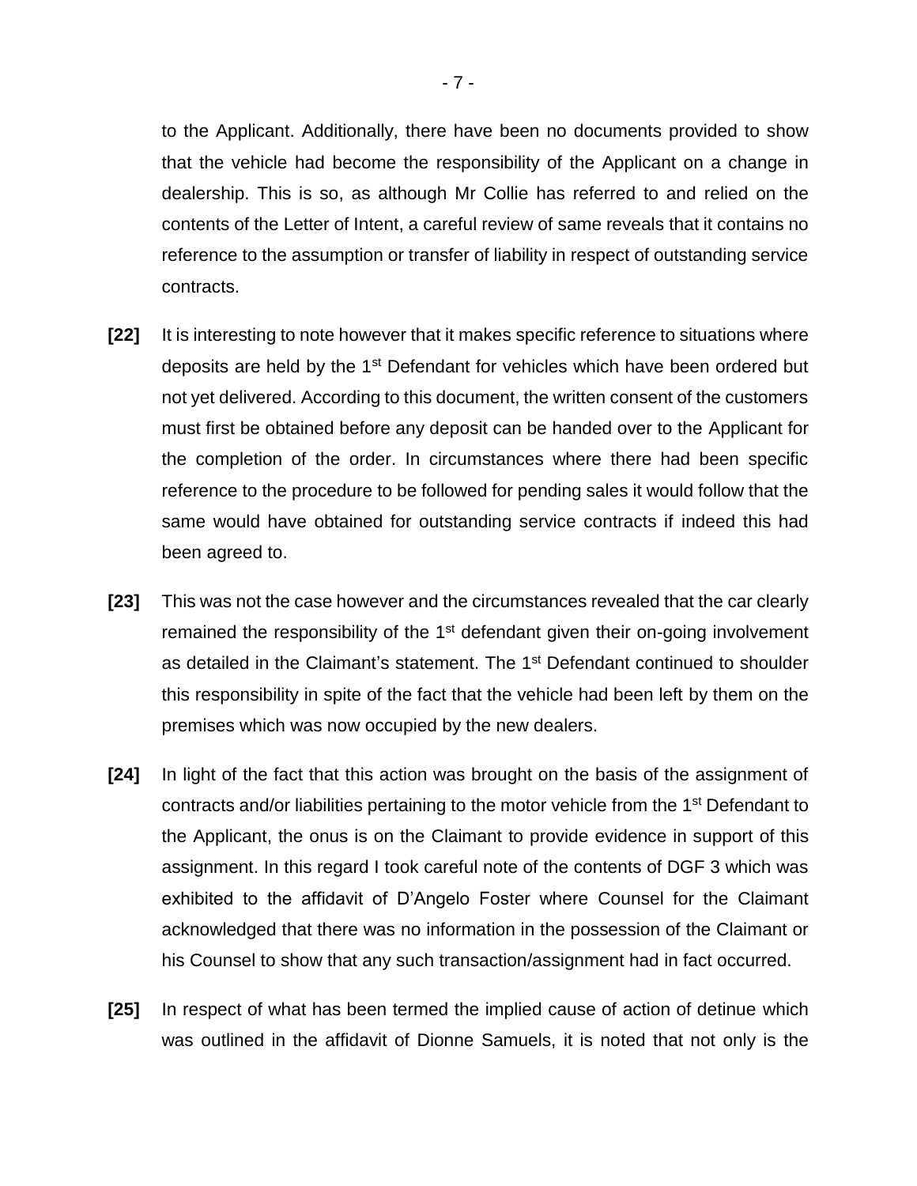to the Applicant. Additionally, there have been no documents provided to show that the vehicle had become the responsibility of the Applicant on a change in dealership. This is so, as although Mr Collie has referred to and relied on the contents of the Letter of Intent, a careful review of same reveals that it contains no reference to the assumption or transfer of liability in respect of outstanding service contracts.

**[22]** It is interesting to note however that it makes specific reference to situations where deposits are held by the 1st Defendant for vehicles which have been ordered but not yet delivered. According to this document, the written consent of the customers must first be obtained before any deposit can be handed over to the Applicant for the completion of the order. In circumstances where there had been specific reference to the procedure to be followed for pending sales it would follow that the same would have obtained for outstanding service contracts if indeed this had been agreed to.

**[23]** This was not the case however and the circumstances revealed that the car clearly remained the responsibility of the 1st defendant given their on-going involvement as detailed in the Claimant's statement. The 1st Defendant continued to shoulder this responsibility in spite of the fact that the vehicle had been left by them on the premises which was now occupied by the new dealers.

**[24]** In light of the fact that this action was brought on the basis of the assignment of contracts and/or liabilities pertaining to the motor vehicle from the 1st Defendant to the Applicant, the onus is on the Claimant to provide evidence in support of this assignment. In this regard I took careful note of the contents of DGF 3 which was exhibited to the affidavit of D'Angelo Foster where Counsel for the Claimant acknowledged that there was no information in the possession of the Claimant or his Counsel to show that any such transaction/assignment had in fact occurred.

**[25]** In respect of what has been termed the implied cause of action of detinue which was outlined in the affidavit of Dionne Samuels, it is noted that not only is the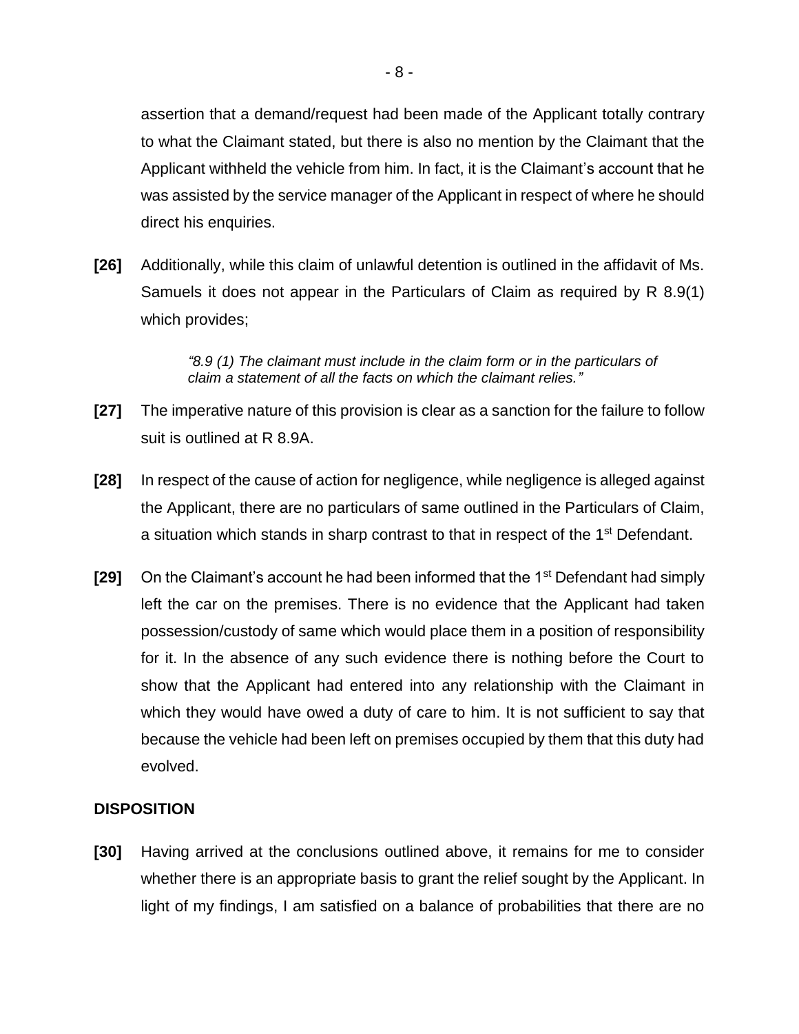assertion that a demand/request had been made of the Applicant totally contrary to what the Claimant stated, but there is also no mention by the Claimant that the Applicant withheld the vehicle from him. In fact, it is the Claimant's account that he was assisted by the service manager of the Applicant in respect of where he should direct his enquiries.

**[26]** Additionally, while this claim of unlawful detention is outlined in the affidavit of Ms. Samuels it does not appear in the Particulars of Claim as required by R 8.9(1) which provides;

> *"8.9 (1) The claimant must include in the claim form or in the particulars of claim a statement of all the facts on which the claimant relies."*

**[27]** The imperative nature of this provision is clear as a sanction for the failure to follow suit is outlined at R 8.9A.

**[28]** In respect of the cause of action for negligence, while negligence is alleged against the Applicant, there are no particulars of same outlined in the Particulars of Claim, a situation which stands in sharp contrast to that in respect of the 1st Defendant.

**[29]** On the Claimant's account he had been informed that the 1st Defendant had simply left the car on the premises. There is no evidence that the Applicant had taken possession/custody of same which would place them in a position of responsibility for it. In the absence of any such evidence there is nothing before the Court to show that the Applicant had entered into any relationship with the Claimant in which they would have owed a duty of care to him. It is not sufficient to say that because the vehicle had been left on premises occupied by them that this duty had evolved.

## DISPOSITION

**[30]** Having arrived at the conclusions outlined above, it remains for me to consider whether there is an appropriate basis to grant the relief sought by the Applicant. In light of my findings, I am satisfied on a balance of probabilities that there are no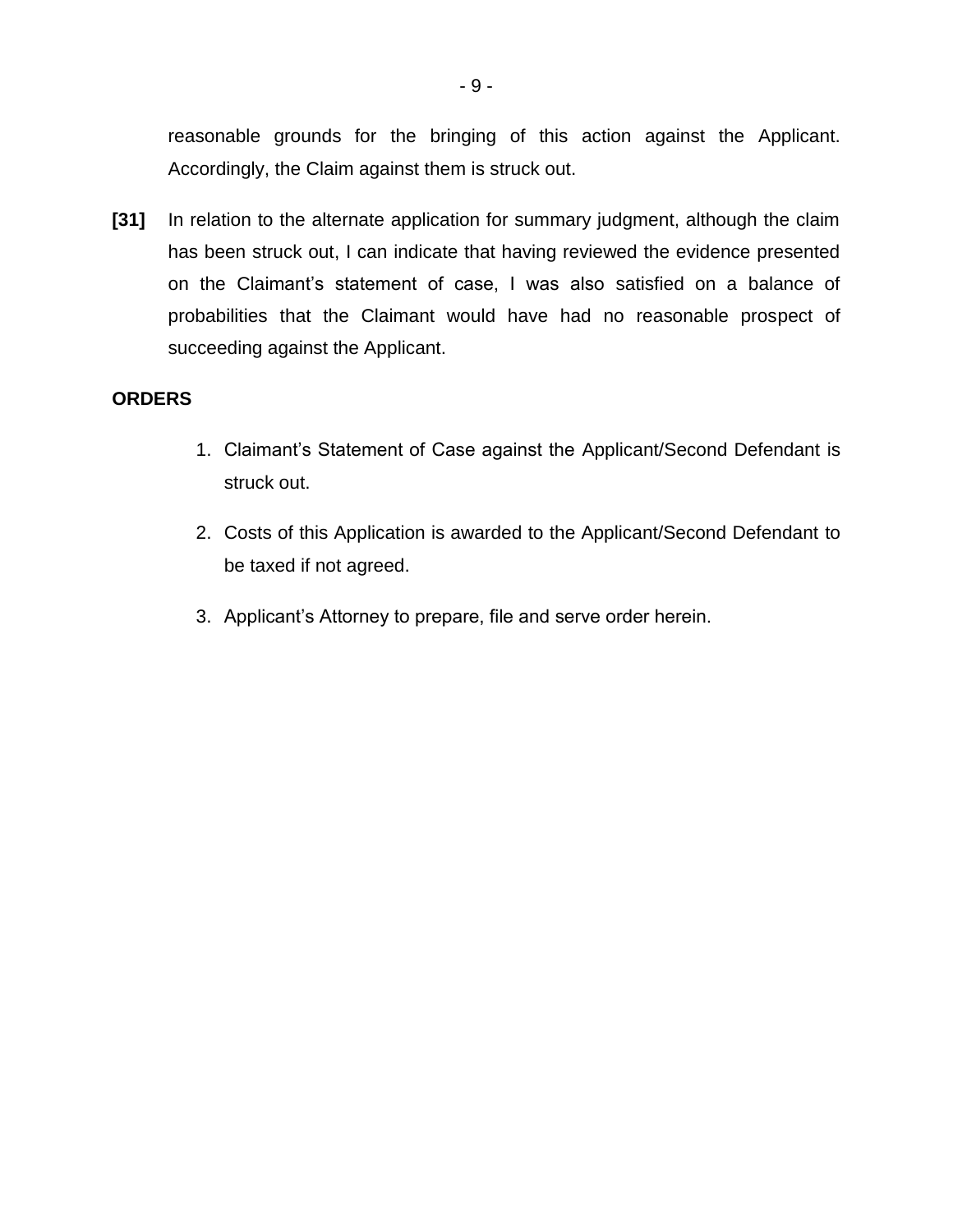reasonable grounds for the bringing of this action against the Applicant. Accordingly, the Claim against them is struck out.

**[31]** In relation to the alternate application for summary judgment, although the claim has been struck out, I can indicate that having reviewed the evidence presented on the Claimant's statement of case, I was also satisfied on a balance of probabilities that the Claimant would have had no reasonable prospect of succeeding against the Applicant.

**ORDERS**

1. Claimant's Statement of Case against the Applicant/Second Defendant is struck out.
2. Costs of this Application is awarded to the Applicant/Second Defendant to be taxed if not agreed.
3. Applicant's Attorney to prepare, file and serve order herein.